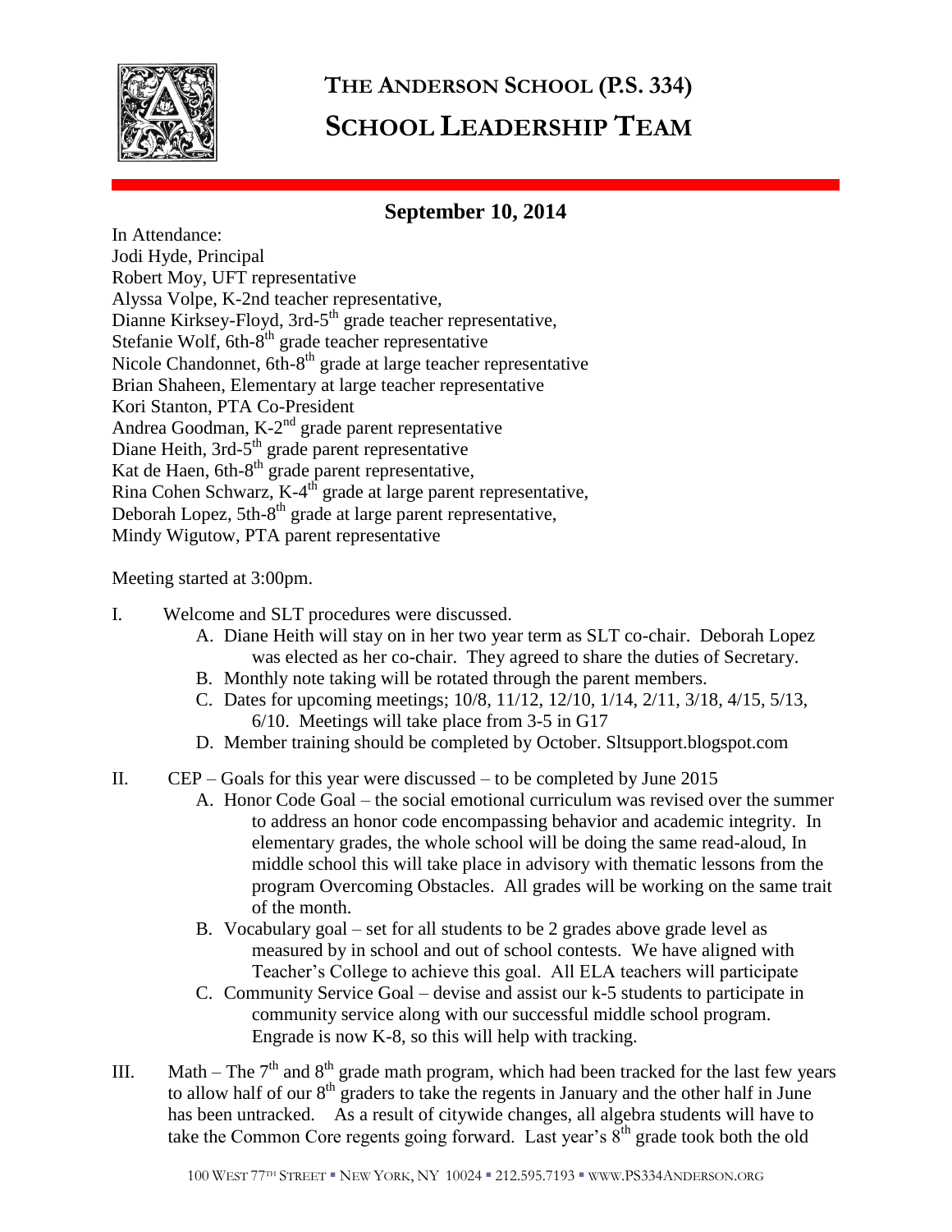# THE ANDERSON SCHOOL (P.S. 334)
# SCHOOL LEADERSHIP TEAM

## September 10, 2014

In Attendance:
Jodi Hyde, Principal
Robert Moy, UFT representative
Alyssa Volpe, K-2nd teacher representative,
Dianne Kirksey-Floyd, 3rd-5th grade teacher representative,
Stefanie Wolf, 6th-8th grade teacher representative
Nicole Chandonnet, 6th-8th grade at large teacher representative
Brian Shaheen, Elementary at large teacher representative
Kori Stanton, PTA Co-President
Andrea Goodman, K-2nd grade parent representative
Diane Heith, 3rd-5th grade parent representative
Kat de Haen, 6th-8th grade parent representative,
Rina Cohen Schwarz, K-4th grade at large parent representative,
Deborah Lopez, 5th-8th grade at large parent representative,
Mindy Wigutow, PTA parent representative

Meeting started at 3:00pm.

I. Welcome and SLT procedures were discussed.
   A. Diane Heith will stay on in her two year term as SLT co-chair. Deborah Lopez was elected as her co-chair. They agreed to share the duties of Secretary.
   B. Monthly note taking will be rotated through the parent members.
   C. Dates for upcoming meetings; 10/8, 11/12, 12/10, 1/14, 2/11, 3/18, 4/15, 5/13, 6/10. Meetings will take place from 3-5 in G17
   D. Member training should be completed by October. Sltsupport.blogspot.com

II. CEP – Goals for this year were discussed – to be completed by June 2015
   A. Honor Code Goal – the social emotional curriculum was revised over the summer to address an honor code encompassing behavior and academic integrity. In elementary grades, the whole school will be doing the same read-aloud, In middle school this will take place in advisory with thematic lessons from the program Overcoming Obstacles. All grades will be working on the same trait of the month.
   B. Vocabulary goal – set for all students to be 2 grades above grade level as measured by in school and out of school contests. We have aligned with Teacher's College to achieve this goal. All ELA teachers will participate
   C. Community Service Goal – devise and assist our k-5 students to participate in community service along with our successful middle school program. Engrade is now K-8, so this will help with tracking.

III. Math – The 7th and 8th grade math program, which had been tracked for the last few years to allow half of our 8th graders to take the regents in January and the other half in June has been untracked. As a result of citywide changes, all algebra students will have to take the Common Core regents going forward. Last year's 8th grade took both the old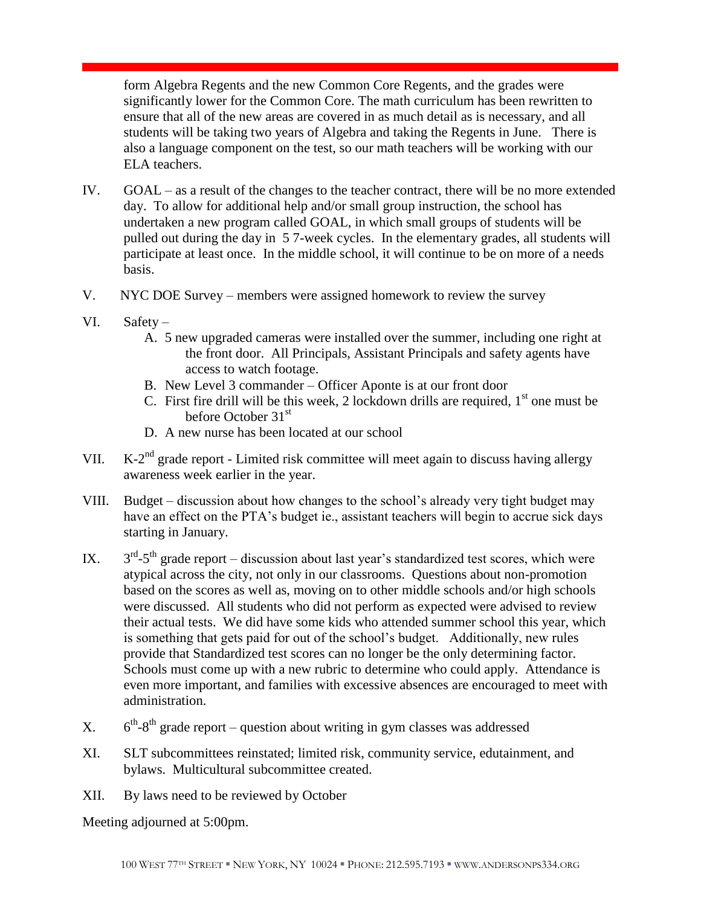form Algebra Regents and the new Common Core Regents, and the grades were significantly lower for the Common Core. The math curriculum has been rewritten to ensure that all of the new areas are covered in as much detail as is necessary, and all students will be taking two years of Algebra and taking the Regents in June. There is also a language component on the test, so our math teachers will be working with our ELA teachers.

IV. GOAL – as a result of the changes to the teacher contract, there will be no more extended day. To allow for additional help and/or small group instruction, the school has undertaken a new program called GOAL, in which small groups of students will be pulled out during the day in 5 7-week cycles. In the elementary grades, all students will participate at least once. In the middle school, it will continue to be on more of a needs basis.

V. NYC DOE Survey – members were assigned homework to review the survey

VI. Safety –
   - A. 5 new upgraded cameras were installed over the summer, including one right at the front door. All Principals, Assistant Principals and safety agents have access to watch footage.
   - B. New Level 3 commander – Officer Aponte is at our front door
   - C. First fire drill will be this week, 2 lockdown drills are required, 1st one must be before October 31st
   - D. A new nurse has been located at our school

VII. K-2nd grade report - Limited risk committee will meet again to discuss having allergy awareness week earlier in the year.

VIII. Budget – discussion about how changes to the school's already very tight budget may have an effect on the PTA's budget ie., assistant teachers will begin to accrue sick days starting in January.

IX. 3rd-5th grade report – discussion about last year's standardized test scores, which were atypical across the city, not only in our classrooms. Questions about non-promotion based on the scores as well as, moving on to other middle schools and/or high schools were discussed. All students who did not perform as expected were advised to review their actual tests. We did have some kids who attended summer school this year, which is something that gets paid for out of the school's budget. Additionally, new rules provide that Standardized test scores can no longer be the only determining factor. Schools must come up with a new rubric to determine who could apply. Attendance is even more important, and families with excessive absences are encouraged to meet with administration.

X. 6th-8th grade report – question about writing in gym classes was addressed

XI. SLT subcommittees reinstated; limited risk, community service, edutainment, and bylaws. Multicultural subcommittee created.

XII. By laws need to be reviewed by October

Meeting adjourned at 5:00pm.